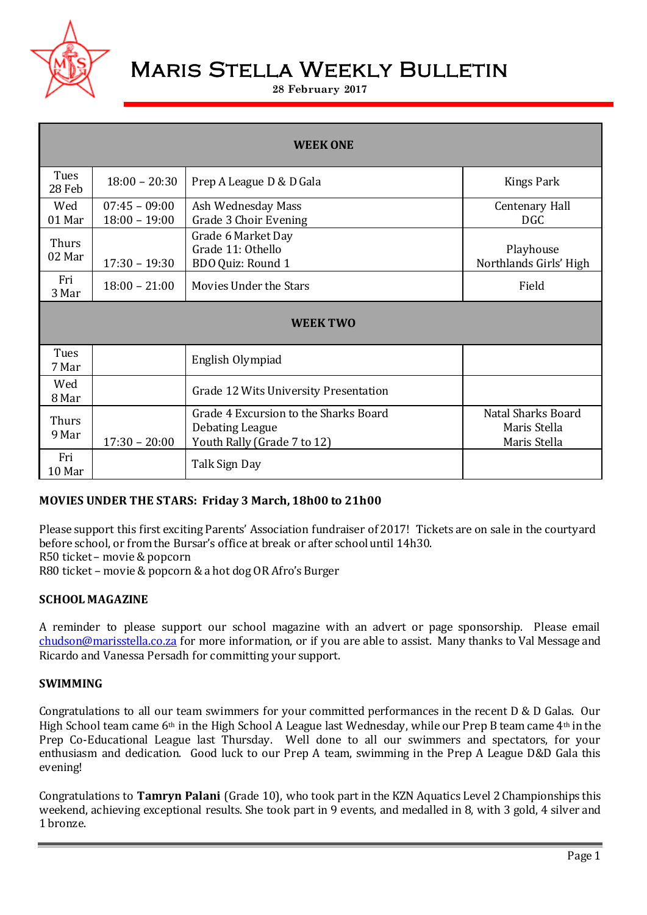# Maris Stella Weekly Bulletin

**28 February 2017**

| WEEK ONE | | | |
|---|---|---|---|
| Tues 28 Feb | 18:00 – 20:30 | Prep A League D & D Gala | Kings Park |
| Wed 01 Mar | 07:45 – 09:00<br>18:00 – 19:00 | Ash Wednesday Mass<br>Grade 3 Choir Evening | Centenary Hall<br>DGC |
| Thurs 02 Mar | <br><br>17:30 – 19:30 | Grade 6 Market Day<br>Grade 11: Othello<br>BDO Quiz: Round 1 | <br>Playhouse<br>Northlands Girls' High |
| Fri 3 Mar | 18:00 – 21:00 | Movies Under the Stars | Field |
| **WEEK TWO** | | | |
| Tues 7 Mar | | English Olympiad | |
| Wed 8 Mar | | Grade 12 Wits University Presentation | |
| Thurs 9 Mar | <br><br>17:30 – 20:00 | Grade 4 Excursion to the Sharks Board<br>Debating League<br>Youth Rally (Grade 7 to 12) | Natal Sharks Board<br>Maris Stella<br>Maris Stella |
| Fri 10 Mar | | Talk Sign Day | |

**MOVIES UNDER THE STARS: Friday 3 March, 18h00 to 21h00**

Please support this first exciting Parents' Association fundraiser of 2017! Tickets are on sale in the courtyard before school, or from the Bursar's office at break or after school until 14h30.
R50 ticket – movie & popcorn
R80 ticket – movie & popcorn & a hot dog OR Afro's Burger

**SCHOOL MAGAZINE**

A reminder to please support our school magazine with an advert or page sponsorship. Please email chudson@marisstella.co.za for more information, or if you are able to assist. Many thanks to Val Message and Ricardo and Vanessa Persadh for committing your support.

**SWIMMING**

Congratulations to all our team swimmers for your committed performances in the recent D & D Galas. Our High School team came 6th in the High School A League last Wednesday, while our Prep B team came 4th in the Prep Co-Educational League last Thursday. Well done to all our swimmers and spectators, for your enthusiasm and dedication. Good luck to our Prep A team, swimming in the Prep A League D&D Gala this evening!

Congratulations to **Tamryn Palani** (Grade 10), who took part in the KZN Aquatics Level 2 Championships this weekend, achieving exceptional results. She took part in 9 events, and medalled in 8, with 3 gold, 4 silver and 1 bronze.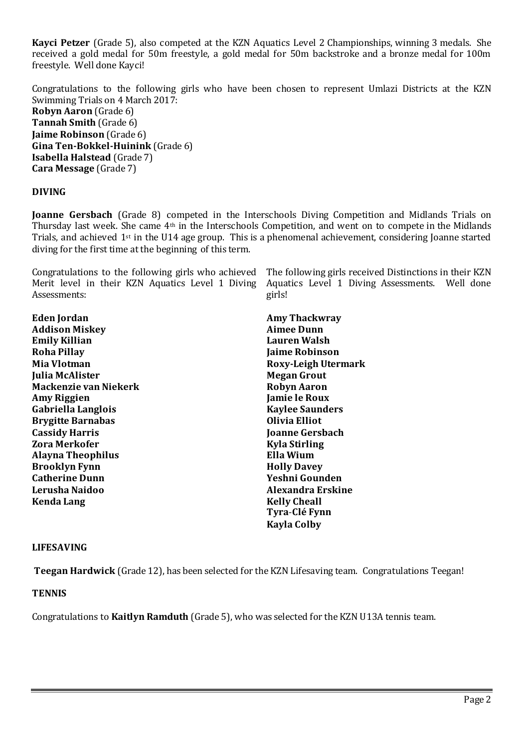**Kayci Petzer** (Grade 5), also competed at the KZN Aquatics Level 2 Championships, winning 3 medals. She received a gold medal for 50m freestyle, a gold medal for 50m backstroke and a bronze medal for 100m freestyle. Well done Kayci!

Congratulations to the following girls who have been chosen to represent Umlazi Districts at the KZN Swimming Trials on 4 March 2017:

**Robyn Aaron** (Grade 6)
**Tannah Smith** (Grade 6)
**Jaime Robinson** (Grade 6)
**Gina Ten-Bokkel-Huinink** (Grade 6)
**Isabella Halstead** (Grade 7)
**Cara Message** (Grade 7)

**DIVING**

**Joanne Gersbach** (Grade 8) competed in the Interschools Diving Competition and Midlands Trials on Thursday last week. She came 4th in the Interschools Competition, and went on to compete in the Midlands Trials, and achieved 1st in the U14 age group. This is a phenomenal achievement, considering Joanne started diving for the first time at the beginning of this term.

Congratulations to the following girls who achieved Merit level in their KZN Aquatics Level 1 Diving Assessments:

**Eden Jordan**
**Addison Miskey**
**Emily Killian**
**Roha Pillay**
**Mia Vlotman**
**Julia McAlister**
**Mackenzie van Niekerk**
**Amy Riggien**
**Gabriella Langlois**
**Brygitte Barnabas**
**Cassidy Harris**
**Zora Merkofer**
**Alayna Theophilus**
**Brooklyn Fynn**
**Catherine Dunn**
**Lerusha Naidoo**
**Kenda Lang**

The following girls received Distinctions in their KZN Aquatics Level 1 Diving Assessments. Well done girls!

**Amy Thackwray**
**Aimee Dunn**
**Lauren Walsh**
**Jaime Robinson**
**Roxy-Leigh Utermark**
**Megan Grout**
**Robyn Aaron**
**Jamie le Roux**
**Kaylee Saunders**
**Olivia Elliot**
**Joanne Gersbach**
**Kyla Stirling**
**Ella Wium**
**Holly Davey**
**Yeshni Gounden**
**Alexandra Erskine**
**Kelly Cheall**
**Tyra-Clé Fynn**
**Kayla Colby**

**LIFESAVING**

**Teegan Hardwick** (Grade 12), has been selected for the KZN Lifesaving team. Congratulations Teegan!

**TENNIS**

Congratulations to **Kaitlyn Ramduth** (Grade 5), who was selected for the KZN U13A tennis team.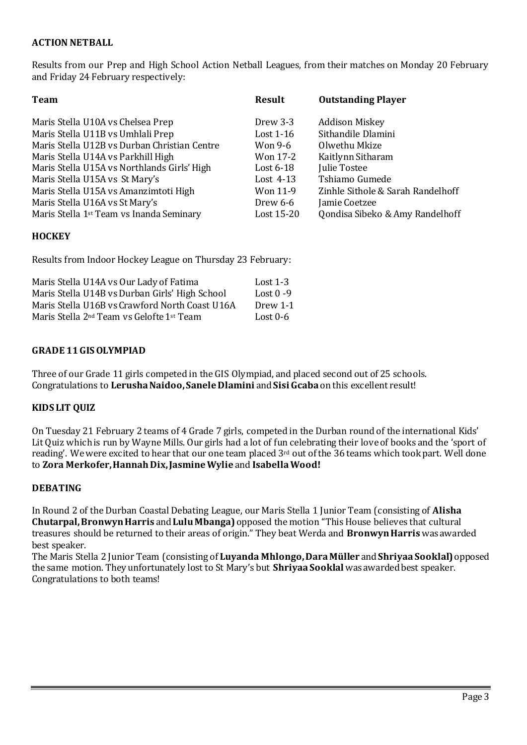**ACTION NETBALL**

Results from our Prep and High School Action Netball Leagues, from their matches on Monday 20 February and Friday 24 February respectively:

| Team | Result | Outstanding Player |
|---|---|---|
| Maris Stella U10A vs Chelsea Prep | Drew 3-3 | Addison Miskey |
| Maris Stella U11B vs Umhlali Prep | Lost 1-16 | Sithandile Dlamini |
| Maris Stella U12B vs Durban Christian Centre | Won 9-6 | Olwethu Mkize |
| Maris Stella U14A vs Parkhill High | Won 17-2 | Kaitlynn Sitharam |
| Maris Stella U15A vs Northlands Girls' High | Lost 6-18 | Julie Tostee |
| Maris Stella U15A vs St Mary's | Lost 4-13 | Tshiamo Gumede |
| Maris Stella U15A vs Amanzimtoti High | Won 11-9 | Zinhle Sithole & Sarah Randelhoff |
| Maris Stella U16A vs St Mary's | Drew 6-6 | Jamie Coetzee |
| Maris Stella 1st Team vs Inanda Seminary | Lost 15-20 | Qondisa Sibeko & Amy Randelhoff |

**HOCKEY**

Results from Indoor Hockey League on Thursday 23 February:

| Match | Result |
|---|---|
| Maris Stella U14A vs Our Lady of Fatima | Lost 1-3 |
| Maris Stella U14B vs Durban Girls' High School | Lost 0 -9 |
| Maris Stella U16B vs Crawford North Coast U16A | Drew 1-1 |
| Maris Stella 2nd Team vs Gelofte 1st Team | Lost 0-6 |

**GRADE 11 GIS OLYMPIAD**

Three of our Grade 11 girls competed in the GIS Olympiad, and placed second out of 25 schools. Congratulations to **Lerusha Naidoo, Sanele Dlamini** and **Sisi Gcaba** on this excellent result!

**KIDS LIT QUIZ**

On Tuesday 21 February 2 teams of 4 Grade 7 girls, competed in the Durban round of the international Kids' Lit Quiz which is run by Wayne Mills. Our girls had a lot of fun celebrating their love of books and the 'sport of reading'. We were excited to hear that our one team placed 3rd out of the 36 teams which took part. Well done to **Zora Merkofer, Hannah Dix, Jasmine Wylie** and **Isabella Wood!**

**DEBATING**

In Round 2 of the Durban Coastal Debating League, our Maris Stella 1 Junior Team (consisting of **Alisha Chutarpal, Bronwyn Harris** and **Lulu Mbanga)** opposed the motion "This House believes that cultural treasures should be returned to their areas of origin." They beat Werda and **Bronwyn Harris** was awarded best speaker.

The Maris Stella 2 Junior Team (consisting of **Luyanda Mhlongo, Dara Müller** and **Shriyaa Sooklal)** opposed the same motion. They unfortunately lost to St Mary's but **Shriyaa Sooklal** was awarded best speaker. Congratulations to both teams!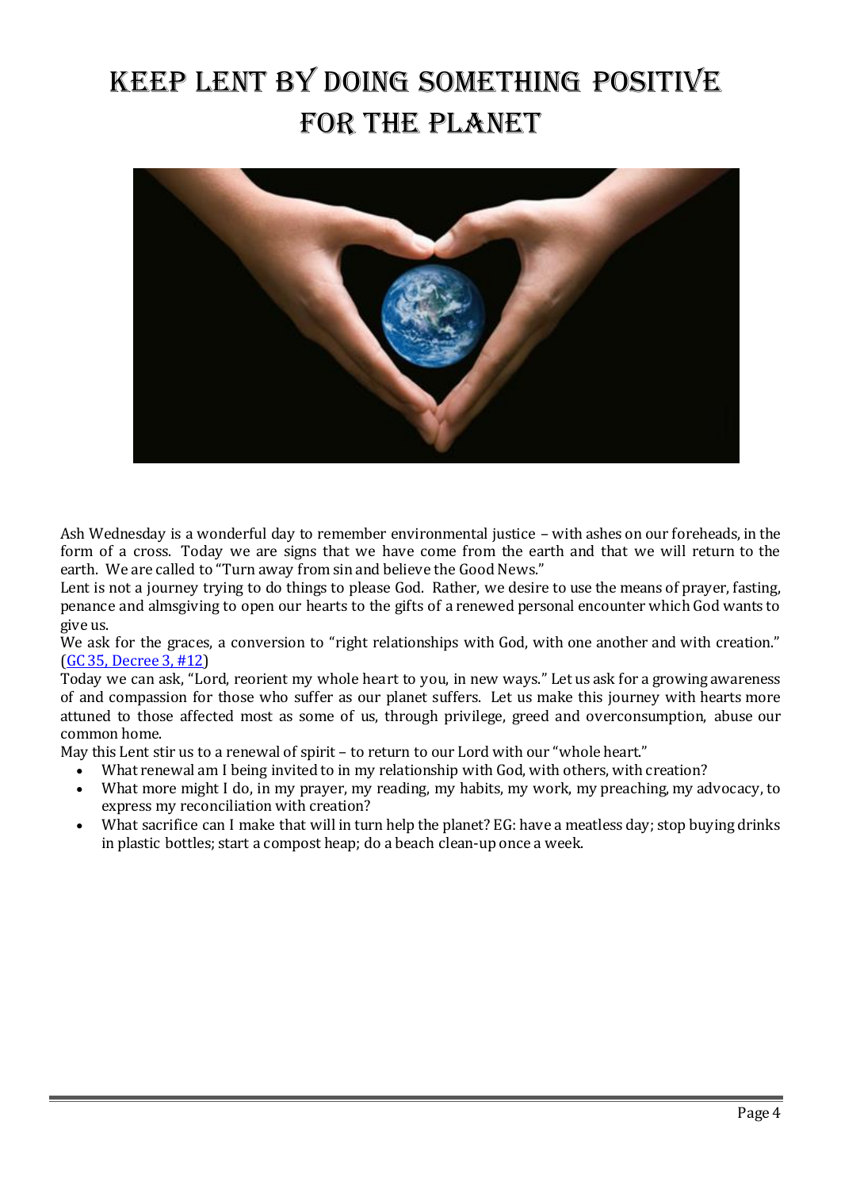# Keep Lent by doing something positive for the planet

Ash Wednesday is a wonderful day to remember environmental justice – with ashes on our foreheads, in the form of a cross. Today we are signs that we have come from the earth and that we will return to the earth. We are called to "Turn away from sin and believe the Good News."

Lent is not a journey trying to do things to please God. Rather, we desire to use the means of prayer, fasting, penance and almsgiving to open our hearts to the gifts of a renewed personal encounter which God wants to give us.

We ask for the graces, a conversion to "right relationships with God, with one another and with creation." (GC 35, Decree 3, #12)

Today we can ask, "Lord, reorient my whole heart to you, in new ways." Let us ask for a growing awareness of and compassion for those who suffer as our planet suffers. Let us make this journey with hearts more attuned to those affected most as some of us, through privilege, greed and overconsumption, abuse our common home.

May this Lent stir us to a renewal of spirit – to return to our Lord with our "whole heart."

- What renewal am I being invited to in my relationship with God, with others, with creation?
- What more might I do, in my prayer, my reading, my habits, my work, my preaching, my advocacy, to express my reconciliation with creation?
- What sacrifice can I make that will in turn help the planet? EG: have a meatless day; stop buying drinks in plastic bottles; start a compost heap; do a beach clean-up once a week.